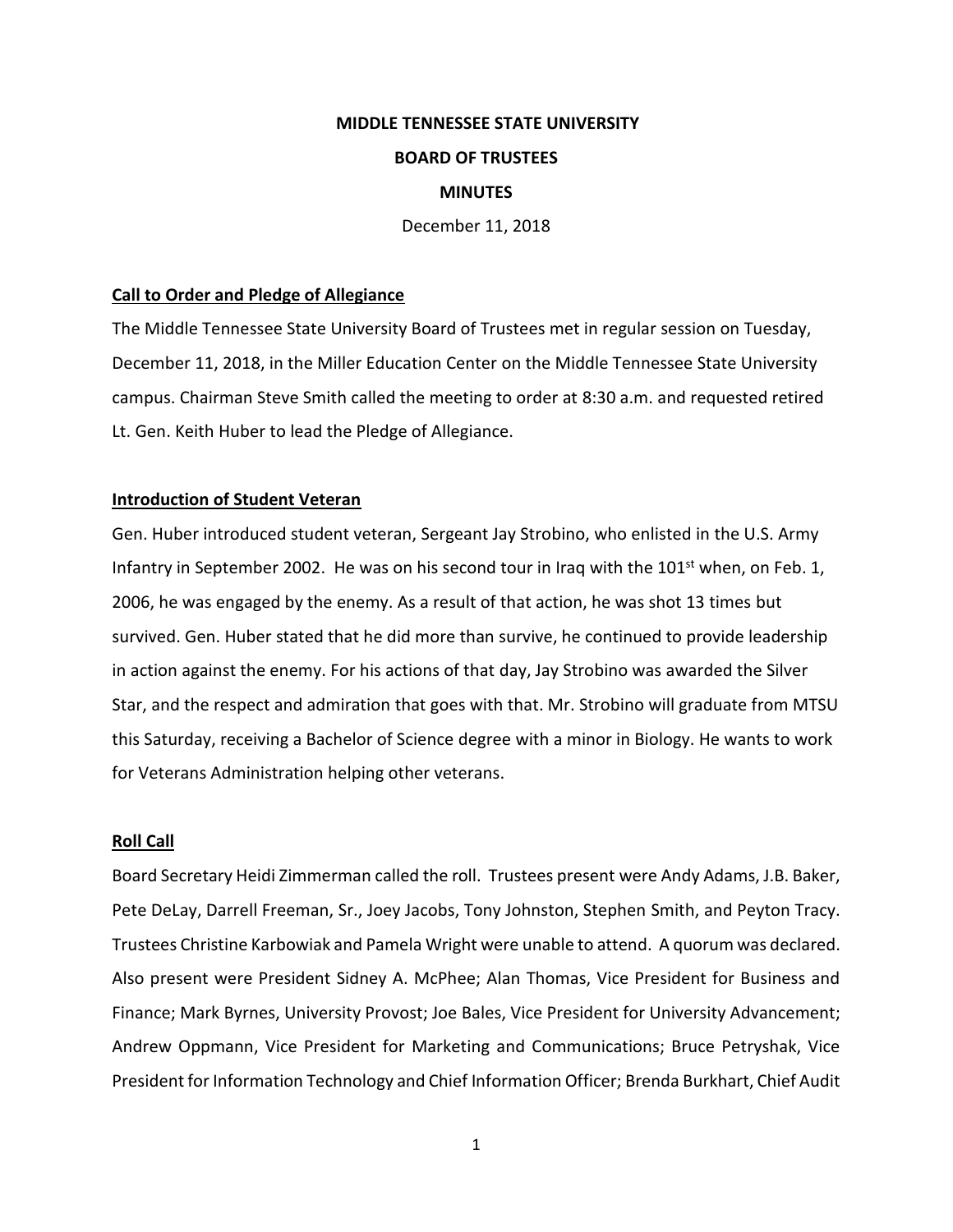# MIDDLE TENNESSEE STATE UNIVERSITY

## BOARD OF TRUSTEES

## MINUTES

December 11, 2018

**Call to Order and Pledge of Allegiance**

The Middle Tennessee State University Board of Trustees met in regular session on Tuesday, December 11, 2018, in the Miller Education Center on the Middle Tennessee State University campus. Chairman Steve Smith called the meeting to order at 8:30 a.m. and requested retired Lt. Gen. Keith Huber to lead the Pledge of Allegiance.

**Introduction of Student Veteran**

Gen. Huber introduced student veteran, Sergeant Jay Strobino, who enlisted in the U.S. Army Infantry in September 2002. He was on his second tour in Iraq with the 101st when, on Feb. 1, 2006, he was engaged by the enemy. As a result of that action, he was shot 13 times but survived. Gen. Huber stated that he did more than survive, he continued to provide leadership in action against the enemy. For his actions of that day, Jay Strobino was awarded the Silver Star, and the respect and admiration that goes with that. Mr. Strobino will graduate from MTSU this Saturday, receiving a Bachelor of Science degree with a minor in Biology. He wants to work for Veterans Administration helping other veterans.

**Roll Call**

Board Secretary Heidi Zimmerman called the roll. Trustees present were Andy Adams, J.B. Baker, Pete DeLay, Darrell Freeman, Sr., Joey Jacobs, Tony Johnston, Stephen Smith, and Peyton Tracy. Trustees Christine Karbowiak and Pamela Wright were unable to attend. A quorum was declared. Also present were President Sidney A. McPhee; Alan Thomas, Vice President for Business and Finance; Mark Byrnes, University Provost; Joe Bales, Vice President for University Advancement; Andrew Oppmann, Vice President for Marketing and Communications; Bruce Petryshak, Vice President for Information Technology and Chief Information Officer; Brenda Burkhart, Chief Audit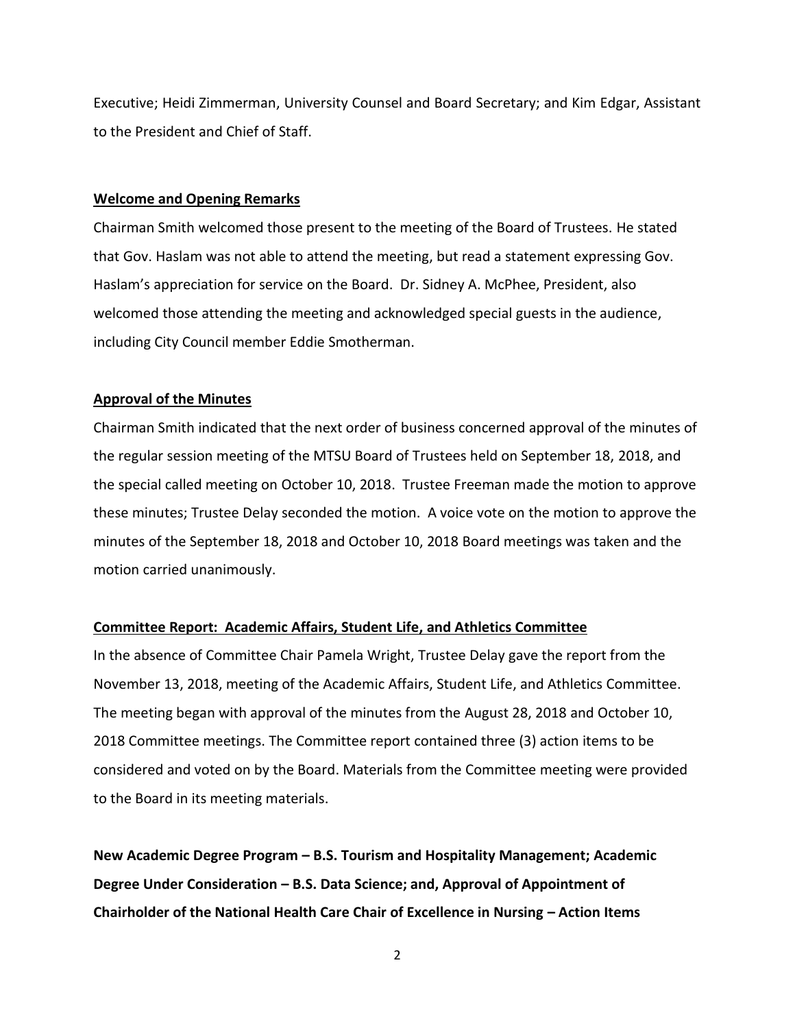Executive; Heidi Zimmerman, University Counsel and Board Secretary; and Kim Edgar, Assistant to the President and Chief of Staff.

**Welcome and Opening Remarks**

Chairman Smith welcomed those present to the meeting of the Board of Trustees. He stated that Gov. Haslam was not able to attend the meeting, but read a statement expressing Gov. Haslam's appreciation for service on the Board. Dr. Sidney A. McPhee, President, also welcomed those attending the meeting and acknowledged special guests in the audience, including City Council member Eddie Smotherman.

**Approval of the Minutes**

Chairman Smith indicated that the next order of business concerned approval of the minutes of the regular session meeting of the MTSU Board of Trustees held on September 18, 2018, and the special called meeting on October 10, 2018. Trustee Freeman made the motion to approve these minutes; Trustee Delay seconded the motion. A voice vote on the motion to approve the minutes of the September 18, 2018 and October 10, 2018 Board meetings was taken and the motion carried unanimously.

**Committee Report: Academic Affairs, Student Life, and Athletics Committee**

In the absence of Committee Chair Pamela Wright, Trustee Delay gave the report from the November 13, 2018, meeting of the Academic Affairs, Student Life, and Athletics Committee. The meeting began with approval of the minutes from the August 28, 2018 and October 10, 2018 Committee meetings. The Committee report contained three (3) action items to be considered and voted on by the Board. Materials from the Committee meeting were provided to the Board in its meeting materials.

**New Academic Degree Program – B.S. Tourism and Hospitality Management; Academic Degree Under Consideration – B.S. Data Science; and, Approval of Appointment of Chairholder of the National Health Care Chair of Excellence in Nursing – Action Items**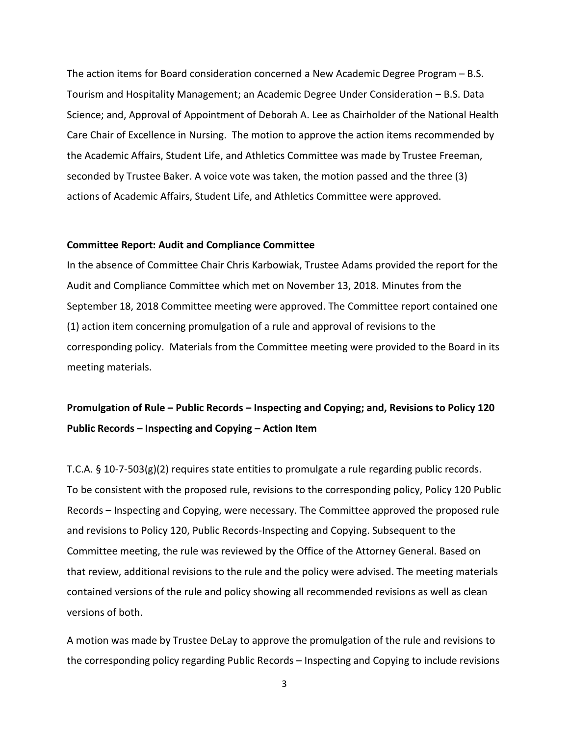The action items for Board consideration concerned a New Academic Degree Program – B.S. Tourism and Hospitality Management; an Academic Degree Under Consideration – B.S. Data Science; and, Approval of Appointment of Deborah A. Lee as Chairholder of the National Health Care Chair of Excellence in Nursing. The motion to approve the action items recommended by the Academic Affairs, Student Life, and Athletics Committee was made by Trustee Freeman, seconded by Trustee Baker. A voice vote was taken, the motion passed and the three (3) actions of Academic Affairs, Student Life, and Athletics Committee were approved.

**Committee Report: Audit and Compliance Committee**

In the absence of Committee Chair Chris Karbowiak, Trustee Adams provided the report for the Audit and Compliance Committee which met on November 13, 2018. Minutes from the September 18, 2018 Committee meeting were approved. The Committee report contained one (1) action item concerning promulgation of a rule and approval of revisions to the corresponding policy. Materials from the Committee meeting were provided to the Board in its meeting materials.

**Promulgation of Rule – Public Records – Inspecting and Copying; and, Revisions to Policy 120 Public Records – Inspecting and Copying – Action Item**

T.C.A. § 10-7-503(g)(2) requires state entities to promulgate a rule regarding public records. To be consistent with the proposed rule, revisions to the corresponding policy, Policy 120 Public Records – Inspecting and Copying, were necessary. The Committee approved the proposed rule and revisions to Policy 120, Public Records-Inspecting and Copying. Subsequent to the Committee meeting, the rule was reviewed by the Office of the Attorney General. Based on that review, additional revisions to the rule and the policy were advised. The meeting materials contained versions of the rule and policy showing all recommended revisions as well as clean versions of both.

A motion was made by Trustee DeLay to approve the promulgation of the rule and revisions to the corresponding policy regarding Public Records – Inspecting and Copying to include revisions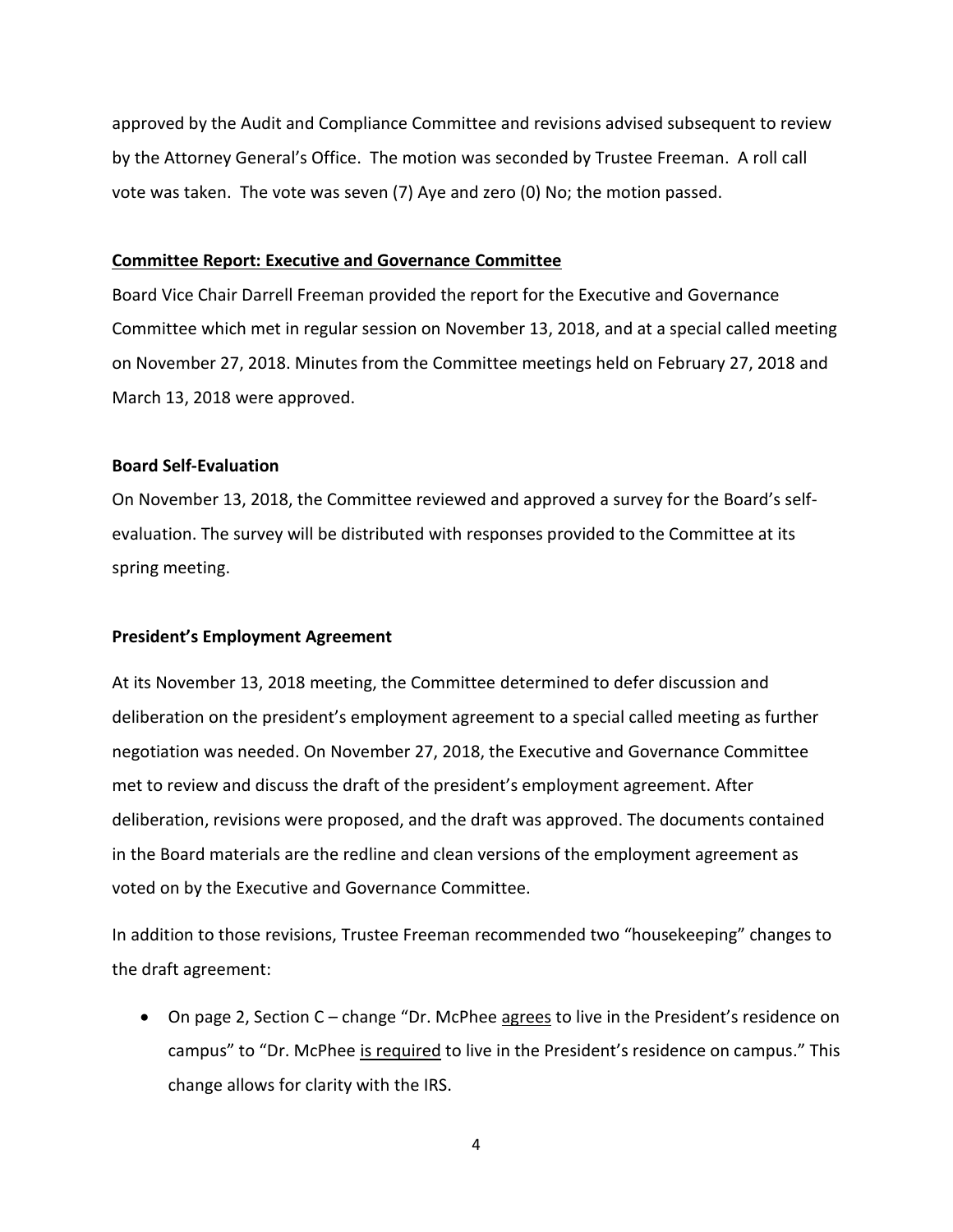approved by the Audit and Compliance Committee and revisions advised subsequent to review by the Attorney General's Office. The motion was seconded by Trustee Freeman. A roll call vote was taken. The vote was seven (7) Aye and zero (0) No; the motion passed.

## Committee Report: Executive and Governance Committee

Board Vice Chair Darrell Freeman provided the report for the Executive and Governance Committee which met in regular session on November 13, 2018, and at a special called meeting on November 27, 2018. Minutes from the Committee meetings held on February 27, 2018 and March 13, 2018 were approved.

### Board Self-Evaluation

On November 13, 2018, the Committee reviewed and approved a survey for the Board's self-evaluation. The survey will be distributed with responses provided to the Committee at its spring meeting.

### President's Employment Agreement

At its November 13, 2018 meeting, the Committee determined to defer discussion and deliberation on the president's employment agreement to a special called meeting as further negotiation was needed. On November 27, 2018, the Executive and Governance Committee met to review and discuss the draft of the president's employment agreement. After deliberation, revisions were proposed, and the draft was approved. The documents contained in the Board materials are the redline and clean versions of the employment agreement as voted on by the Executive and Governance Committee.

In addition to those revisions, Trustee Freeman recommended two "housekeeping" changes to the draft agreement:

- On page 2, Section C – change "Dr. McPhee agrees to live in the President's residence on campus" to "Dr. McPhee is required to live in the President's residence on campus." This change allows for clarity with the IRS.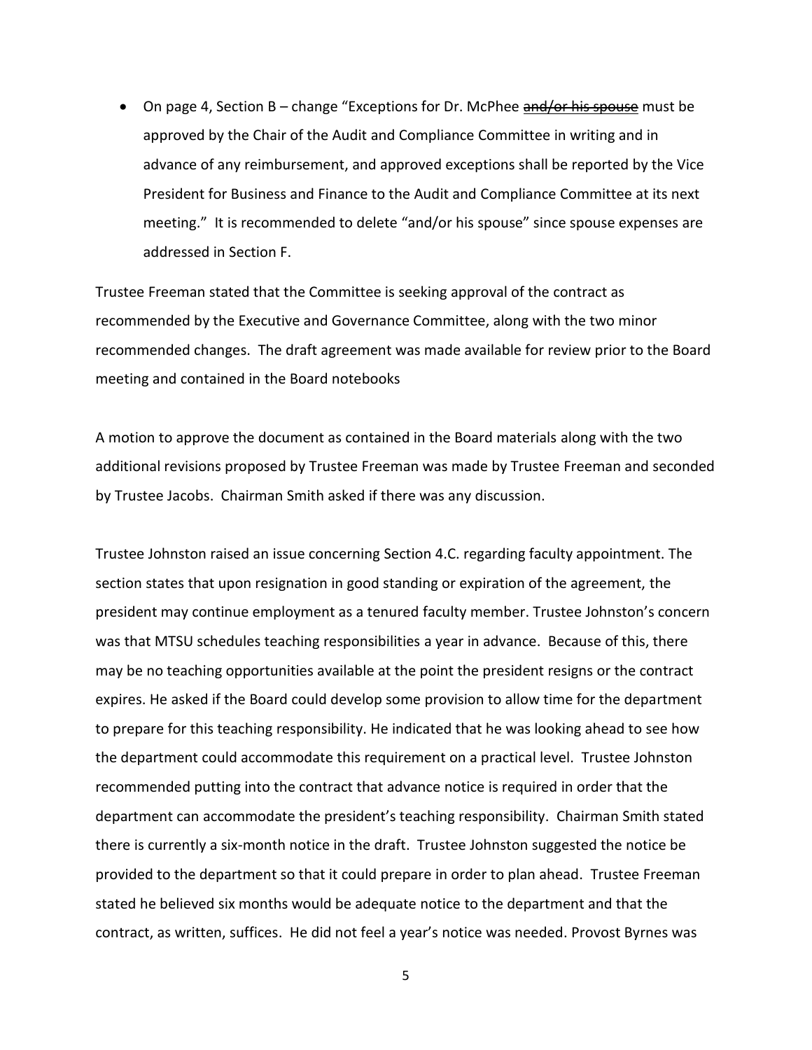- On page 4, Section B – change "Exceptions for Dr. McPhee ~~and/or his spouse~~ must be approved by the Chair of the Audit and Compliance Committee in writing and in advance of any reimbursement, and approved exceptions shall be reported by the Vice President for Business and Finance to the Audit and Compliance Committee at its next meeting." It is recommended to delete "and/or his spouse" since spouse expenses are addressed in Section F.

Trustee Freeman stated that the Committee is seeking approval of the contract as recommended by the Executive and Governance Committee, along with the two minor recommended changes. The draft agreement was made available for review prior to the Board meeting and contained in the Board notebooks

A motion to approve the document as contained in the Board materials along with the two additional revisions proposed by Trustee Freeman was made by Trustee Freeman and seconded by Trustee Jacobs. Chairman Smith asked if there was any discussion.

Trustee Johnston raised an issue concerning Section 4.C. regarding faculty appointment. The section states that upon resignation in good standing or expiration of the agreement, the president may continue employment as a tenured faculty member. Trustee Johnston's concern was that MTSU schedules teaching responsibilities a year in advance. Because of this, there may be no teaching opportunities available at the point the president resigns or the contract expires. He asked if the Board could develop some provision to allow time for the department to prepare for this teaching responsibility. He indicated that he was looking ahead to see how the department could accommodate this requirement on a practical level. Trustee Johnston recommended putting into the contract that advance notice is required in order that the department can accommodate the president's teaching responsibility. Chairman Smith stated there is currently a six-month notice in the draft. Trustee Johnston suggested the notice be provided to the department so that it could prepare in order to plan ahead. Trustee Freeman stated he believed six months would be adequate notice to the department and that the contract, as written, suffices. He did not feel a year's notice was needed. Provost Byrnes was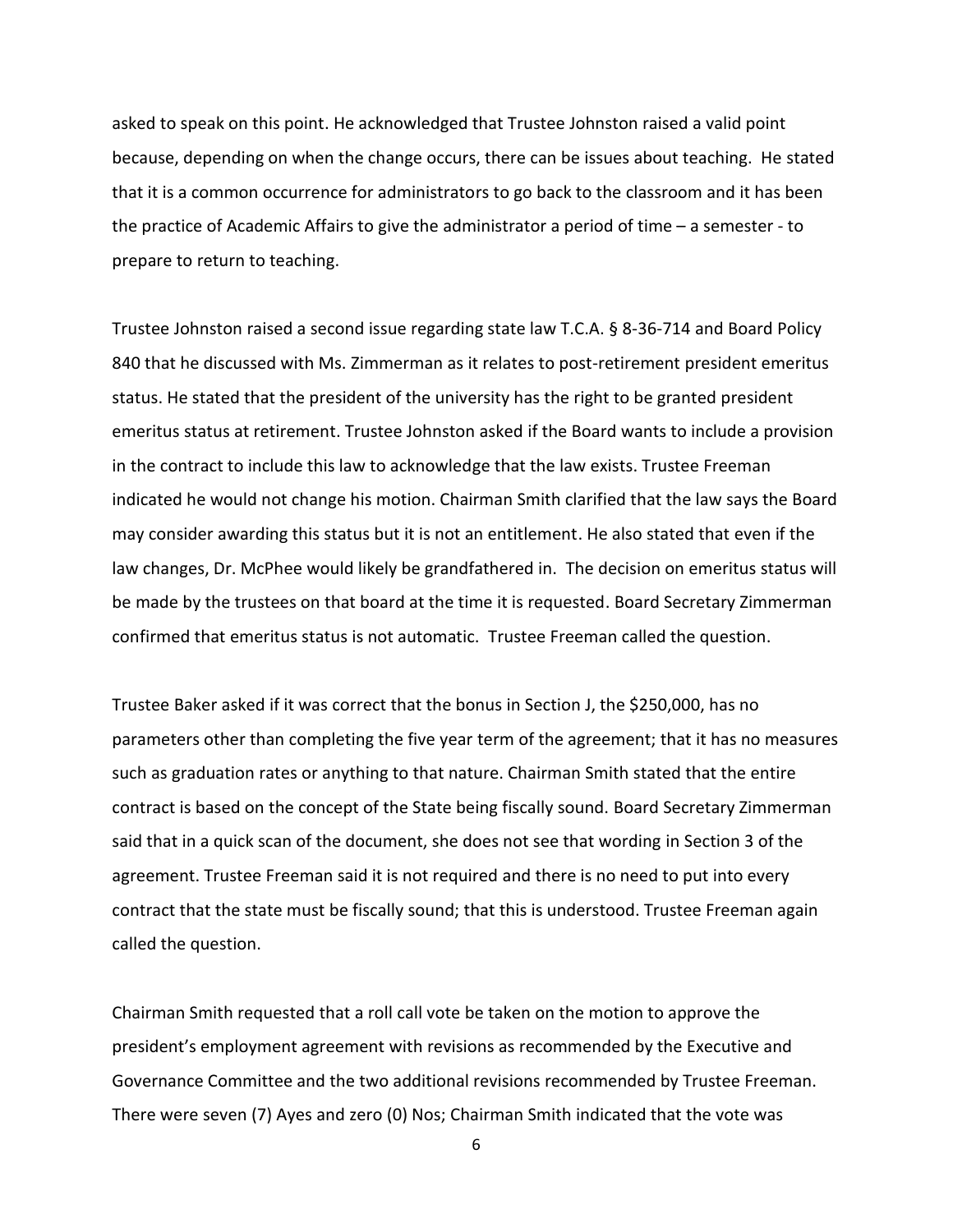asked to speak on this point. He acknowledged that Trustee Johnston raised a valid point because, depending on when the change occurs, there can be issues about teaching. He stated that it is a common occurrence for administrators to go back to the classroom and it has been the practice of Academic Affairs to give the administrator a period of time – a semester - to prepare to return to teaching.

Trustee Johnston raised a second issue regarding state law T.C.A. § 8-36-714 and Board Policy 840 that he discussed with Ms. Zimmerman as it relates to post-retirement president emeritus status. He stated that the president of the university has the right to be granted president emeritus status at retirement. Trustee Johnston asked if the Board wants to include a provision in the contract to include this law to acknowledge that the law exists. Trustee Freeman indicated he would not change his motion. Chairman Smith clarified that the law says the Board may consider awarding this status but it is not an entitlement. He also stated that even if the law changes, Dr. McPhee would likely be grandfathered in. The decision on emeritus status will be made by the trustees on that board at the time it is requested. Board Secretary Zimmerman confirmed that emeritus status is not automatic. Trustee Freeman called the question.

Trustee Baker asked if it was correct that the bonus in Section J, the $250,000, has no parameters other than completing the five year term of the agreement; that it has no measures such as graduation rates or anything to that nature. Chairman Smith stated that the entire contract is based on the concept of the State being fiscally sound. Board Secretary Zimmerman said that in a quick scan of the document, she does not see that wording in Section 3 of the agreement. Trustee Freeman said it is not required and there is no need to put into every contract that the state must be fiscally sound; that this is understood. Trustee Freeman again called the question.

Chairman Smith requested that a roll call vote be taken on the motion to approve the president's employment agreement with revisions as recommended by the Executive and Governance Committee and the two additional revisions recommended by Trustee Freeman. There were seven (7) Ayes and zero (0) Nos; Chairman Smith indicated that the vote was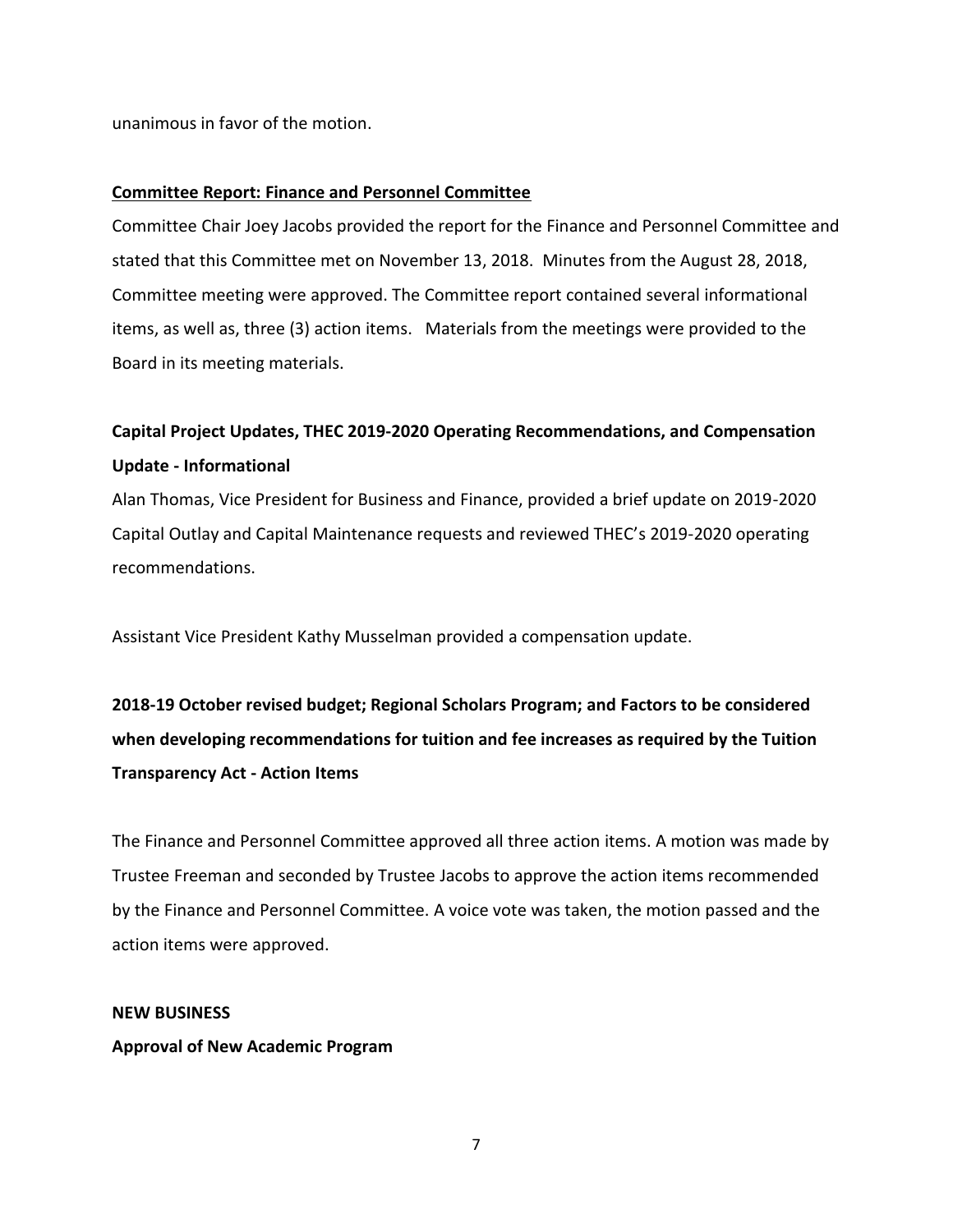unanimous in favor of the motion.

**Committee Report: Finance and Personnel Committee**

Committee Chair Joey Jacobs provided the report for the Finance and Personnel Committee and stated that this Committee met on November 13, 2018. Minutes from the August 28, 2018, Committee meeting were approved. The Committee report contained several informational items, as well as, three (3) action items. Materials from the meetings were provided to the Board in its meeting materials.

**Capital Project Updates, THEC 2019-2020 Operating Recommendations, and Compensation Update - Informational**

Alan Thomas, Vice President for Business and Finance, provided a brief update on 2019-2020 Capital Outlay and Capital Maintenance requests and reviewed THEC's 2019-2020 operating recommendations.

Assistant Vice President Kathy Musselman provided a compensation update.

**2018-19 October revised budget; Regional Scholars Program; and Factors to be considered when developing recommendations for tuition and fee increases as required by the Tuition Transparency Act - Action Items**

The Finance and Personnel Committee approved all three action items. A motion was made by Trustee Freeman and seconded by Trustee Jacobs to approve the action items recommended by the Finance and Personnel Committee. A voice vote was taken, the motion passed and the action items were approved.

**NEW BUSINESS**

**Approval of New Academic Program**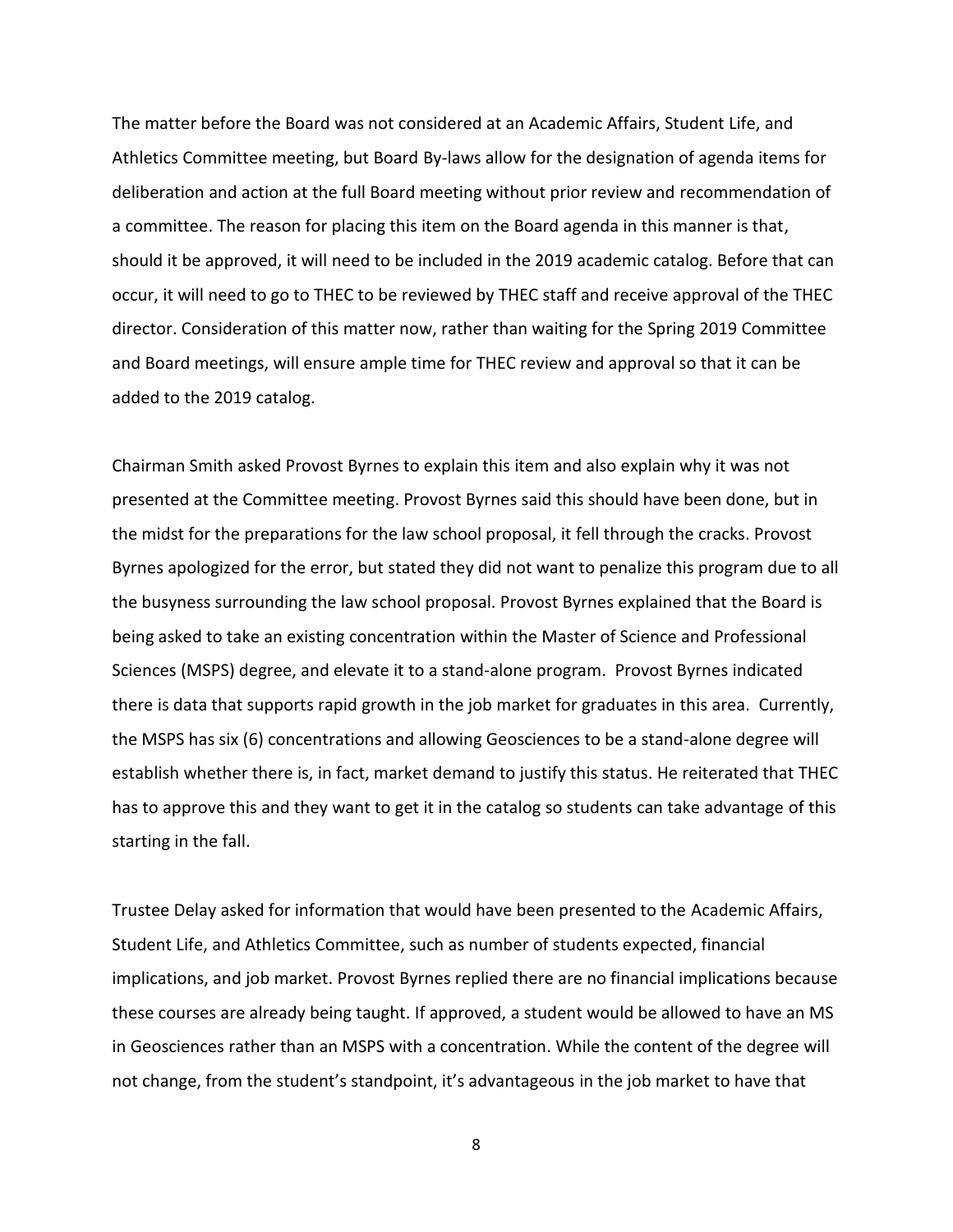The matter before the Board was not considered at an Academic Affairs, Student Life, and Athletics Committee meeting, but Board By-laws allow for the designation of agenda items for deliberation and action at the full Board meeting without prior review and recommendation of a committee. The reason for placing this item on the Board agenda in this manner is that, should it be approved, it will need to be included in the 2019 academic catalog. Before that can occur, it will need to go to THEC to be reviewed by THEC staff and receive approval of the THEC director. Consideration of this matter now, rather than waiting for the Spring 2019 Committee and Board meetings, will ensure ample time for THEC review and approval so that it can be added to the 2019 catalog.

Chairman Smith asked Provost Byrnes to explain this item and also explain why it was not presented at the Committee meeting. Provost Byrnes said this should have been done, but in the midst for the preparations for the law school proposal, it fell through the cracks. Provost Byrnes apologized for the error, but stated they did not want to penalize this program due to all the busyness surrounding the law school proposal. Provost Byrnes explained that the Board is being asked to take an existing concentration within the Master of Science and Professional Sciences (MSPS) degree, and elevate it to a stand-alone program. Provost Byrnes indicated there is data that supports rapid growth in the job market for graduates in this area. Currently, the MSPS has six (6) concentrations and allowing Geosciences to be a stand-alone degree will establish whether there is, in fact, market demand to justify this status. He reiterated that THEC has to approve this and they want to get it in the catalog so students can take advantage of this starting in the fall.

Trustee Delay asked for information that would have been presented to the Academic Affairs, Student Life, and Athletics Committee, such as number of students expected, financial implications, and job market. Provost Byrnes replied there are no financial implications because these courses are already being taught. If approved, a student would be allowed to have an MS in Geosciences rather than an MSPS with a concentration. While the content of the degree will not change, from the student's standpoint, it's advantageous in the job market to have that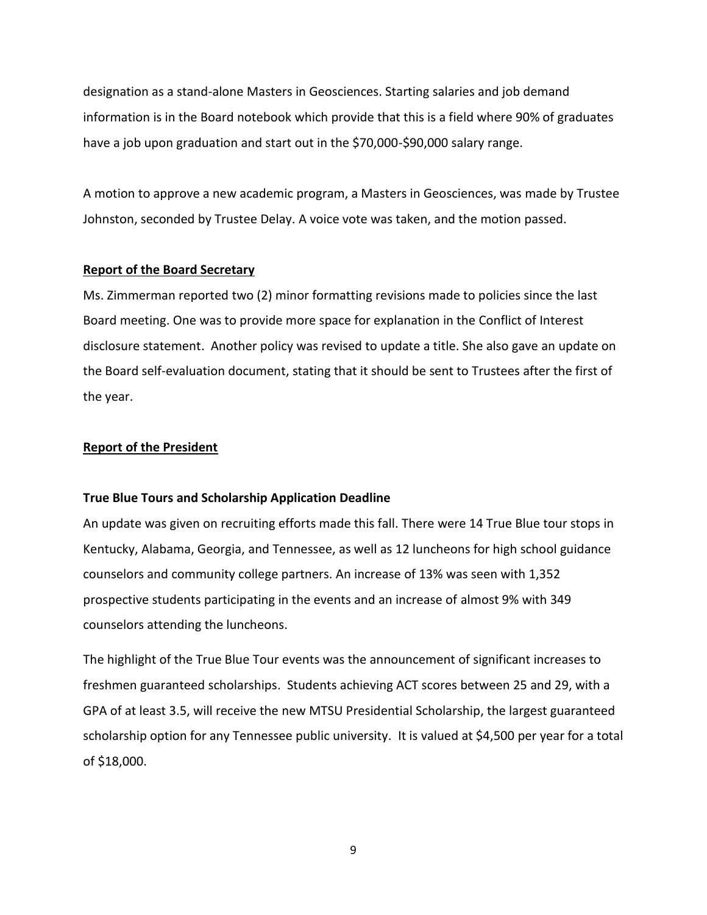designation as a stand-alone Masters in Geosciences. Starting salaries and job demand information is in the Board notebook which provide that this is a field where 90% of graduates have a job upon graduation and start out in the $70,000-$90,000 salary range.

A motion to approve a new academic program, a Masters in Geosciences, was made by Trustee Johnston, seconded by Trustee Delay. A voice vote was taken, and the motion passed.

**Report of the Board Secretary**

Ms. Zimmerman reported two (2) minor formatting revisions made to policies since the last Board meeting. One was to provide more space for explanation in the Conflict of Interest disclosure statement. Another policy was revised to update a title. She also gave an update on the Board self-evaluation document, stating that it should be sent to Trustees after the first of the year.

**Report of the President**

**True Blue Tours and Scholarship Application Deadline**

An update was given on recruiting efforts made this fall. There were 14 True Blue tour stops in Kentucky, Alabama, Georgia, and Tennessee, as well as 12 luncheons for high school guidance counselors and community college partners. An increase of 13% was seen with 1,352 prospective students participating in the events and an increase of almost 9% with 349 counselors attending the luncheons.

The highlight of the True Blue Tour events was the announcement of significant increases to freshmen guaranteed scholarships. Students achieving ACT scores between 25 and 29, with a GPA of at least 3.5, will receive the new MTSU Presidential Scholarship, the largest guaranteed scholarship option for any Tennessee public university. It is valued at $4,500 per year for a total of $18,000.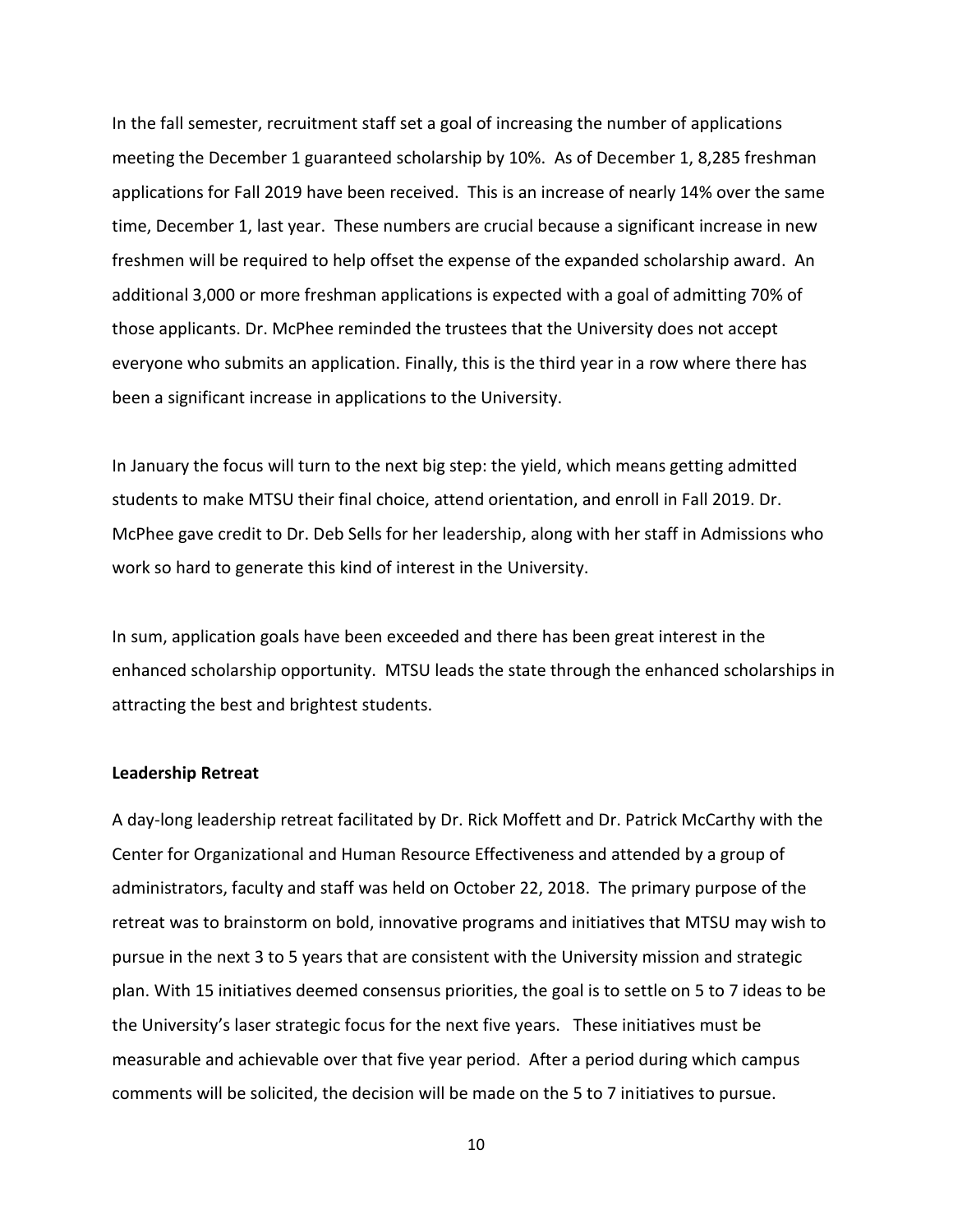In the fall semester, recruitment staff set a goal of increasing the number of applications meeting the December 1 guaranteed scholarship by 10%. As of December 1, 8,285 freshman applications for Fall 2019 have been received. This is an increase of nearly 14% over the same time, December 1, last year. These numbers are crucial because a significant increase in new freshmen will be required to help offset the expense of the expanded scholarship award. An additional 3,000 or more freshman applications is expected with a goal of admitting 70% of those applicants. Dr. McPhee reminded the trustees that the University does not accept everyone who submits an application. Finally, this is the third year in a row where there has been a significant increase in applications to the University.

In January the focus will turn to the next big step: the yield, which means getting admitted students to make MTSU their final choice, attend orientation, and enroll in Fall 2019. Dr. McPhee gave credit to Dr. Deb Sells for her leadership, along with her staff in Admissions who work so hard to generate this kind of interest in the University.

In sum, application goals have been exceeded and there has been great interest in the enhanced scholarship opportunity. MTSU leads the state through the enhanced scholarships in attracting the best and brightest students.

**Leadership Retreat**

A day-long leadership retreat facilitated by Dr. Rick Moffett and Dr. Patrick McCarthy with the Center for Organizational and Human Resource Effectiveness and attended by a group of administrators, faculty and staff was held on October 22, 2018. The primary purpose of the retreat was to brainstorm on bold, innovative programs and initiatives that MTSU may wish to pursue in the next 3 to 5 years that are consistent with the University mission and strategic plan. With 15 initiatives deemed consensus priorities, the goal is to settle on 5 to 7 ideas to be the University's laser strategic focus for the next five years. These initiatives must be measurable and achievable over that five year period. After a period during which campus comments will be solicited, the decision will be made on the 5 to 7 initiatives to pursue.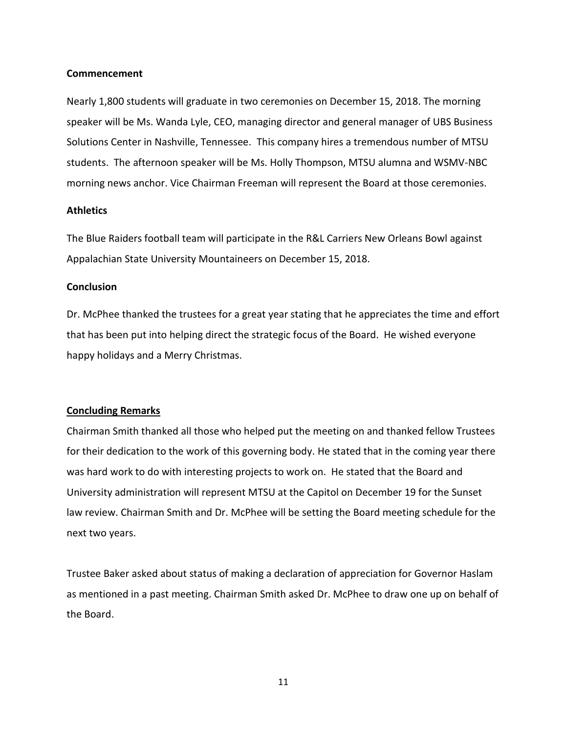**Commencement**

Nearly 1,800 students will graduate in two ceremonies on December 15, 2018. The morning speaker will be Ms. Wanda Lyle, CEO, managing director and general manager of UBS Business Solutions Center in Nashville, Tennessee. This company hires a tremendous number of MTSU students. The afternoon speaker will be Ms. Holly Thompson, MTSU alumna and WSMV-NBC morning news anchor. Vice Chairman Freeman will represent the Board at those ceremonies.

**Athletics**

The Blue Raiders football team will participate in the R&L Carriers New Orleans Bowl against Appalachian State University Mountaineers on December 15, 2018.

**Conclusion**

Dr. McPhee thanked the trustees for a great year stating that he appreciates the time and effort that has been put into helping direct the strategic focus of the Board. He wished everyone happy holidays and a Merry Christmas.

**Concluding Remarks**

Chairman Smith thanked all those who helped put the meeting on and thanked fellow Trustees for their dedication to the work of this governing body. He stated that in the coming year there was hard work to do with interesting projects to work on. He stated that the Board and University administration will represent MTSU at the Capitol on December 19 for the Sunset law review. Chairman Smith and Dr. McPhee will be setting the Board meeting schedule for the next two years.

Trustee Baker asked about status of making a declaration of appreciation for Governor Haslam as mentioned in a past meeting. Chairman Smith asked Dr. McPhee to draw one up on behalf of the Board.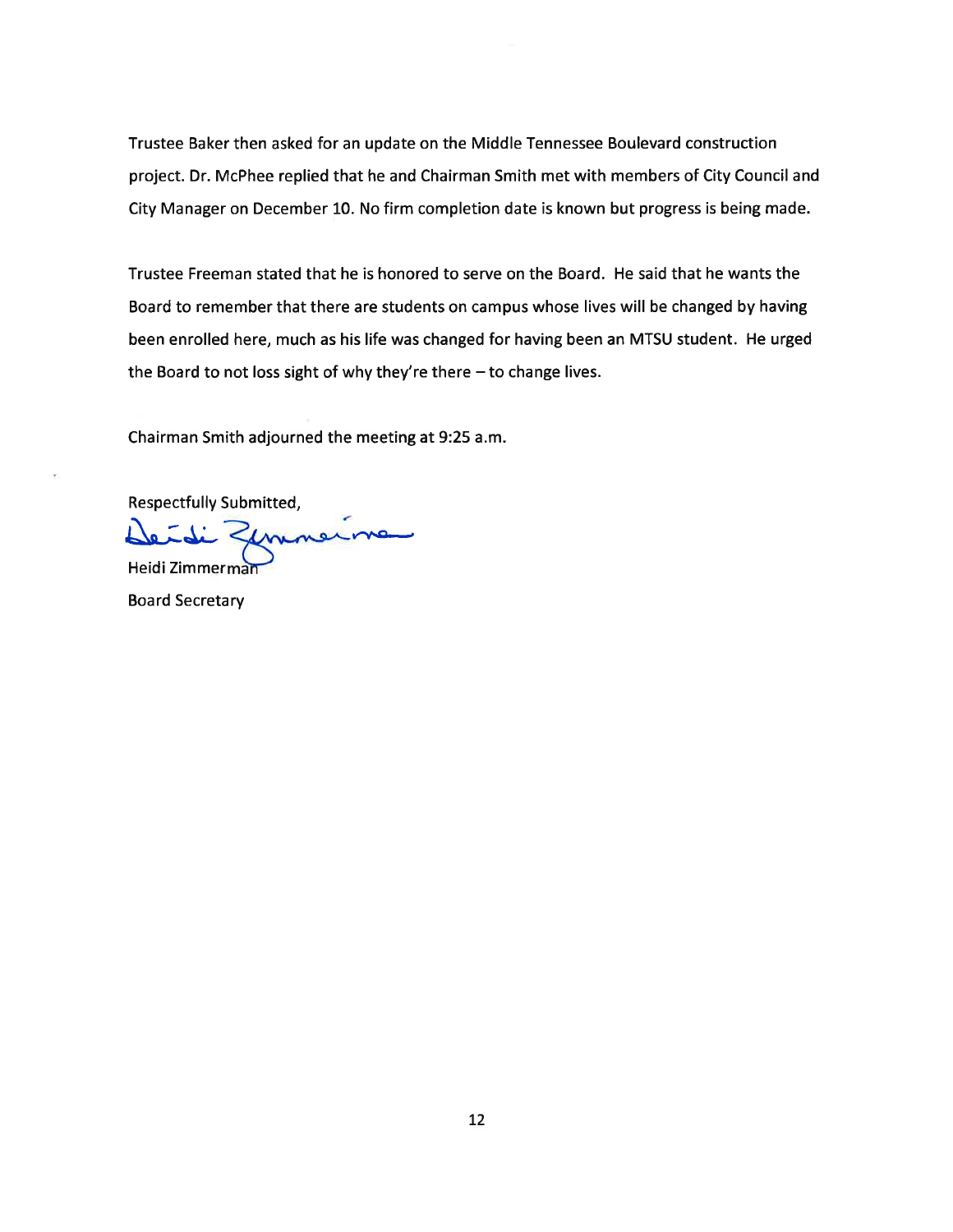Trustee Baker then asked for an update on the Middle Tennessee Boulevard construction project. Dr. McPhee replied that he and Chairman Smith met with members of City Council and City Manager on December 10. No firm completion date is known but progress is being made.

Trustee Freeman stated that he is honored to serve on the Board. He said that he wants the Board to remember that there are students on campus whose lives will be changed by having been enrolled here, much as his life was changed for having been an MTSU student. He urged the Board to not loss sight of why they're there – to change lives.

Chairman Smith adjourned the meeting at 9:25 a.m.

Respectfully Submitted,

Heidi Zimmerman
Board Secretary